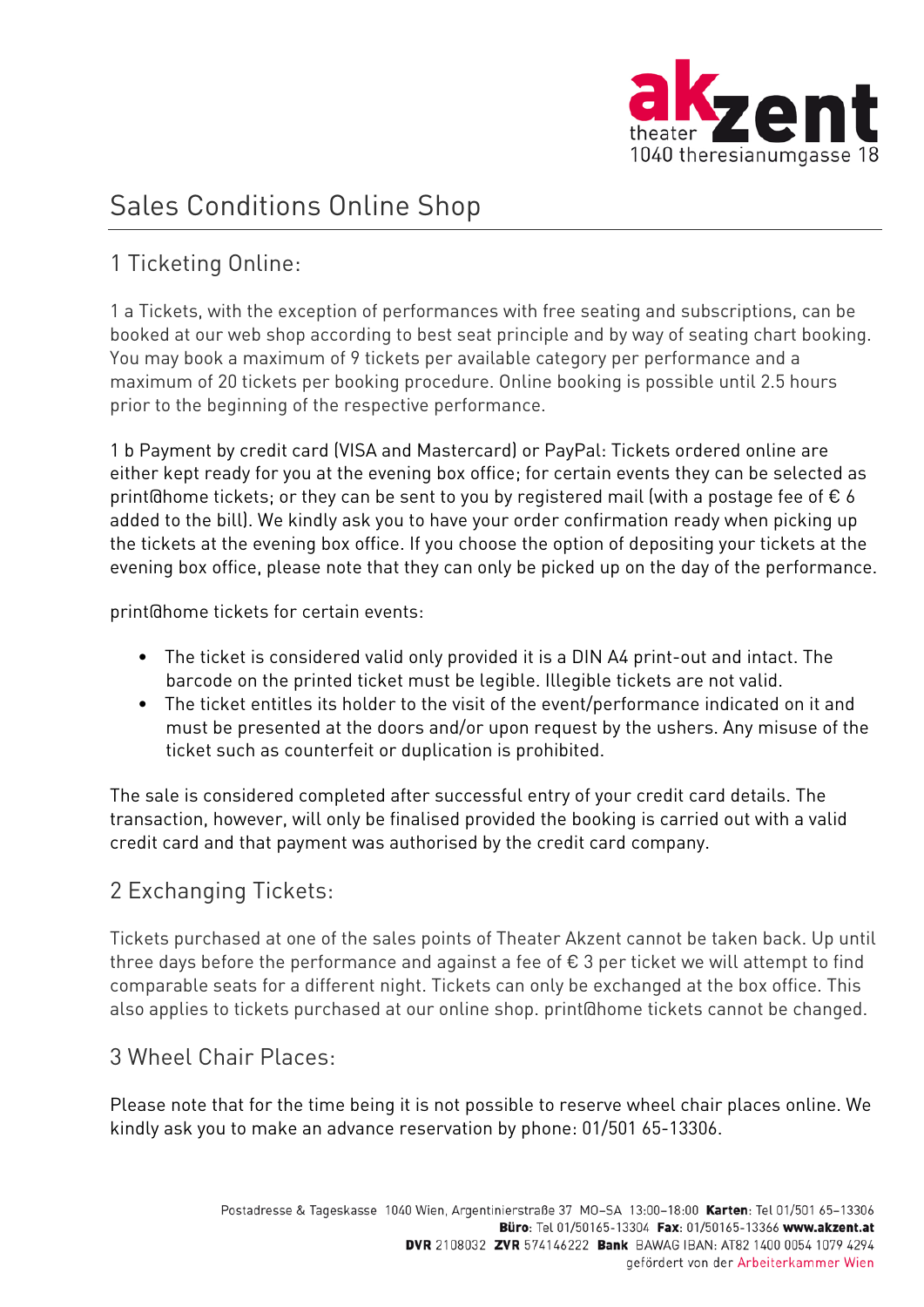# Sales Conditions Online Shop

## 1 Ticketing Online:

1 a Tickets, with the exception of performances with free seating and subscriptions, can be booked at our web shop according to best seat principle and by way of seating chart booking. You may book a maximum of 9 tickets per available category per performance and a maximum of 20 tickets per booking procedure. Online booking is possible until 2.5 hours prior to the beginning of the respective performance.

1 b Payment by credit card (VISA and Mastercard) or PayPal: Tickets ordered online are either kept ready for you at the evening box office; for certain events they can be selected as print@home tickets; or they can be sent to you by registered mail (with a postage fee of € 6 added to the bill). We kindly ask you to have your order confirmation ready when picking up the tickets at the evening box office. If you choose the option of depositing your tickets at the evening box office, please note that they can only be picked up on the day of the performance.

print@home tickets for certain events:

- The ticket is considered valid only provided it is a DIN A4 print-out and intact. The barcode on the printed ticket must be legible. Illegible tickets are not valid.
- The ticket entitles its holder to the visit of the event/performance indicated on it and must be presented at the doors and/or upon request by the ushers. Any misuse of the ticket such as counterfeit or duplication is prohibited.

The sale is considered completed after successful entry of your credit card details. The transaction, however, will only be finalised provided the booking is carried out with a valid credit card and that payment was authorised by the credit card company.

## 2 Exchanging Tickets:

Tickets purchased at one of the sales points of Theater Akzent cannot be taken back. Up until three days before the performance and against a fee of € 3 per ticket we will attempt to find comparable seats for a different night. Tickets can only be exchanged at the box office. This also applies to tickets purchased at our online shop. print@home tickets cannot be changed.

## 3 Wheel Chair Places:

Please note that for the time being it is not possible to reserve wheel chair places online. We kindly ask you to make an advance reservation by phone: 01/501 65-13306.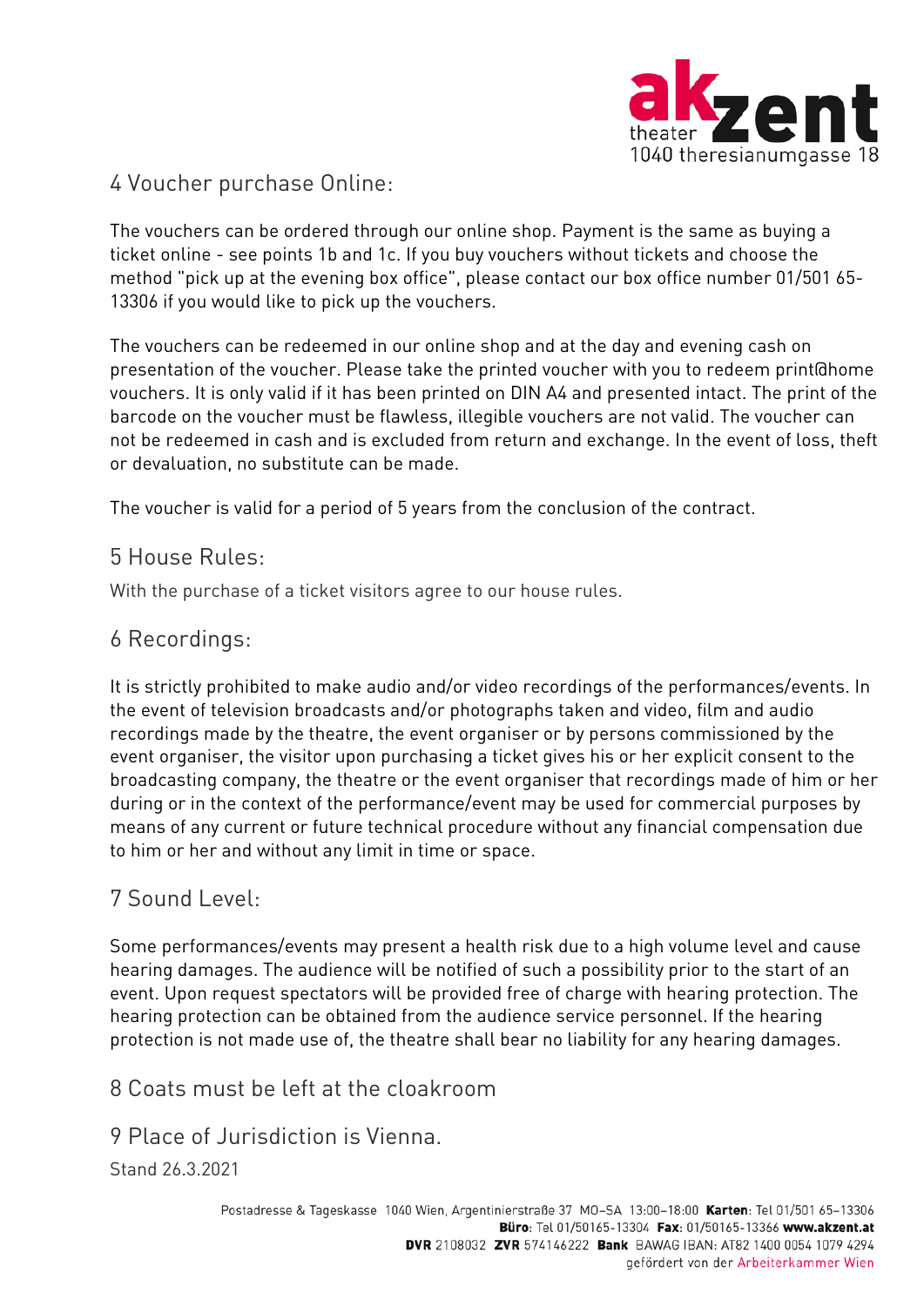## 4 Voucher purchase Online:

The vouchers can be ordered through our online shop. Payment is the same as buying a ticket online - see points 1b and 1c. If you buy vouchers without tickets and choose the method "pick up at the evening box office", please contact our box office number 01/501 65-13306 if you would like to pick up the vouchers.

The vouchers can be redeemed in our online shop and at the day and evening cash on presentation of the voucher. Please take the printed voucher with you to redeem print@home vouchers. It is only valid if it has been printed on DIN A4 and presented intact. The print of the barcode on the voucher must be flawless, illegible vouchers are not valid. The voucher can not be redeemed in cash and is excluded from return and exchange. In the event of loss, theft or devaluation, no substitute can be made.

The voucher is valid for a period of 5 years from the conclusion of the contract.

## 5 House Rules:

With the purchase of a ticket visitors agree to our house rules.

## 6 Recordings:

It is strictly prohibited to make audio and/or video recordings of the performances/events. In the event of television broadcasts and/or photographs taken and video, film and audio recordings made by the theatre, the event organiser or by persons commissioned by the event organiser, the visitor upon purchasing a ticket gives his or her explicit consent to the broadcasting company, the theatre or the event organiser that recordings made of him or her during or in the context of the performance/event may be used for commercial purposes by means of any current or future technical procedure without any financial compensation due to him or her and without any limit in time or space.

## 7 Sound Level:

Some performances/events may present a health risk due to a high volume level and cause hearing damages. The audience will be notified of such a possibility prior to the start of an event. Upon request spectators will be provided free of charge with hearing protection. The hearing protection can be obtained from the audience service personnel. If the hearing protection is not made use of, the theatre shall bear no liability for any hearing damages.

## 8 Coats must be left at the cloakroom

## 9 Place of Jurisdiction is Vienna.

Stand 26.3.2021